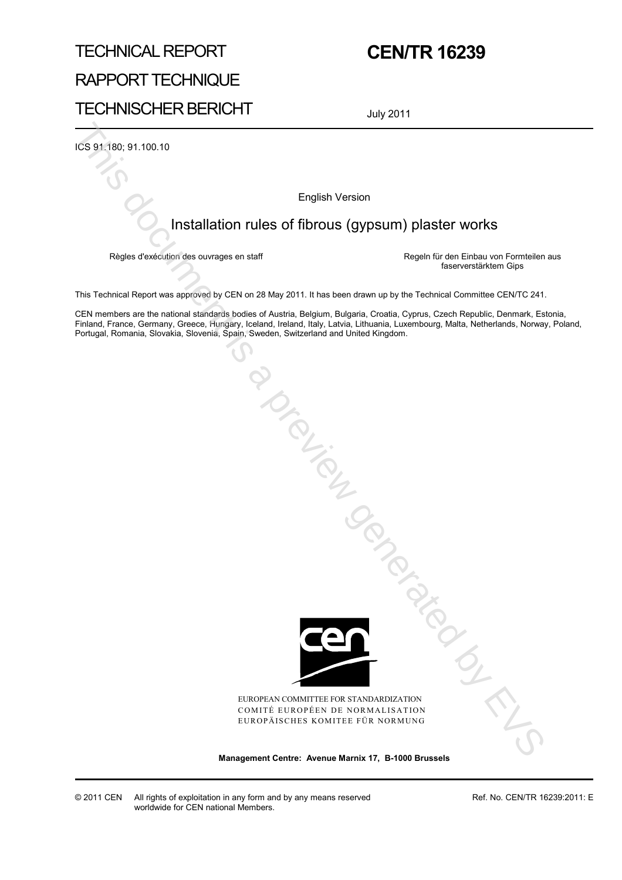TECHNICAL REPORT

RAPPORT TECHNIQUE

TECHNISCHER BERICHT

# CEN/TR 16239

July 2011

ICS 91.180; 91.100.10

English Version

## Installation rules of fibrous (gypsum) plaster works

Règles d'exécution des ouvrages en staff

Regeln für den Einbau von Formteilen aus faserverstärktem Gips

This Technical Report was approved by CEN on 28 May 2011. It has been drawn up by the Technical Committee CEN/TC 241.

CEN members are the national standards bodies of Austria, Belgium, Bulgaria, Croatia, Cyprus, Czech Republic, Denmark, Estonia, Finland, France, Germany, Greece, Hungary, Iceland, Ireland, Italy, Latvia, Lithuania, Luxembourg, Malta, Netherlands, Norway, Poland, Portugal, Romania, Slovakia, Slovenia, Spain, Sweden, Switzerland and United Kingdom.

EUROPEAN COMMITTEE FOR STANDARDIZATION
COMITÉ EUROPÉEN DE NORMALISATION
EUROPÄISCHES KOMITEE FÜR NORMUNG

**Management Centre: Avenue Marnix 17, B-1000 Brussels**

© 2011 CEN All rights of exploitation in any form and by any means reserved worldwide for CEN national Members.

Ref. No. CEN/TR 16239:2011: E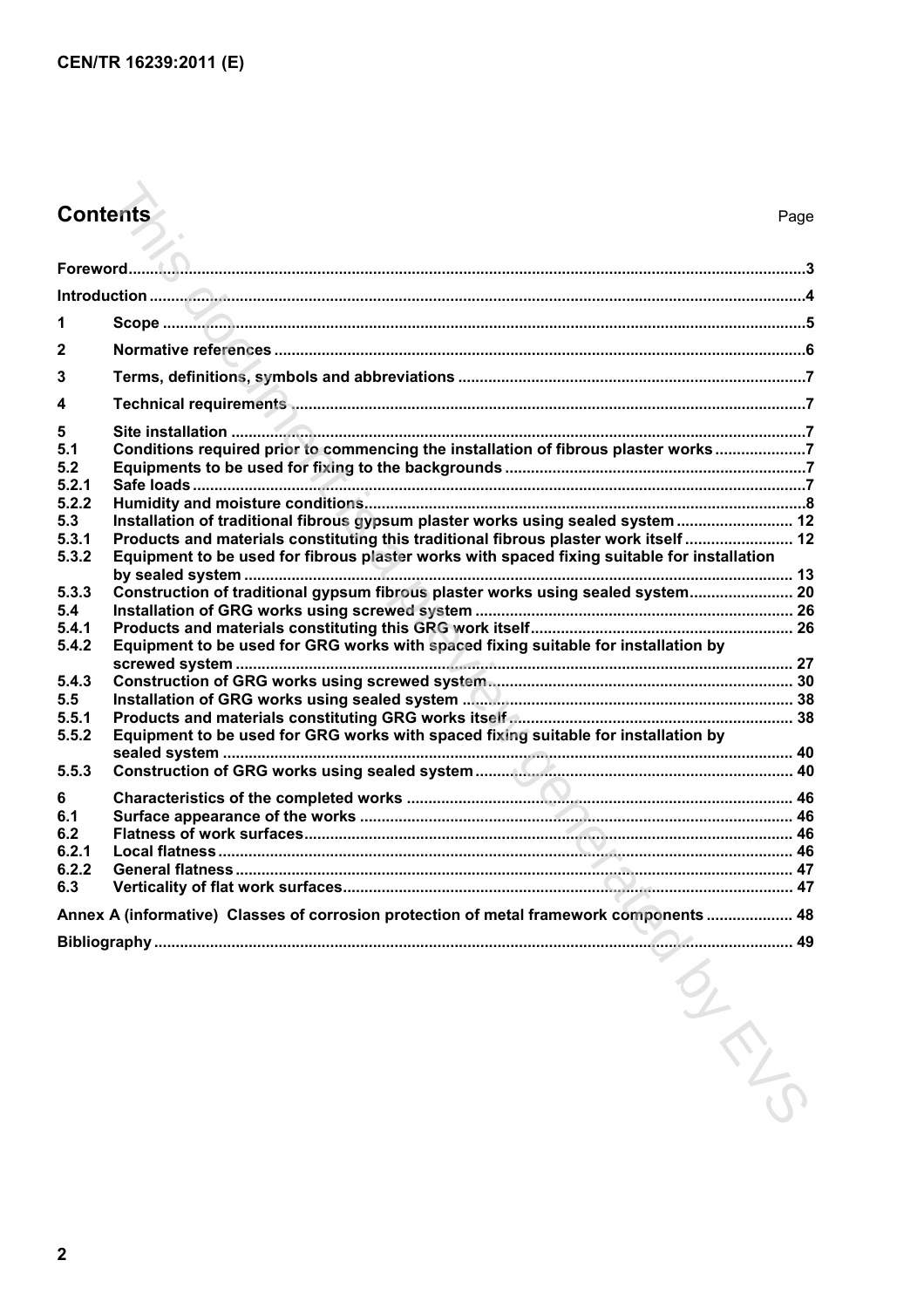# Contents

| | | Page |
|---|---|---|
| Foreword | | 3 |
| Introduction | | 4 |
| 1 | Scope | 5 |
| 2 | Normative references | 6 |
| 3 | Terms, definitions, symbols and abbreviations | 7 |
| 4 | Technical requirements | 7 |
| 5 | Site installation | 7 |
| 5.1 | Conditions required prior to commencing the installation of fibrous plaster works | 7 |
| 5.2 | Equipments to be used for fixing to the backgrounds | 7 |
| 5.2.1 | Safe loads | 7 |
| 5.2.2 | Humidity and moisture conditions | 8 |
| 5.3 | Installation of traditional fibrous gypsum plaster works using sealed system | 12 |
| 5.3.1 | Products and materials constituting this traditional fibrous plaster work itself | 12 |
| 5.3.2 | Equipment to be used for fibrous plaster works with spaced fixing suitable for installation by sealed system | 13 |
| 5.3.3 | Construction of traditional gypsum fibrous plaster works using sealed system | 20 |
| 5.4 | Installation of GRG works using screwed system | 26 |
| 5.4.1 | Products and materials constituting this GRG work itself | 26 |
| 5.4.2 | Equipment to be used for GRG works with spaced fixing suitable for installation by screwed system | 27 |
| 5.4.3 | Construction of GRG works using screwed system | 30 |
| 5.5 | Installation of GRG works using sealed system | 38 |
| 5.5.1 | Products and materials constituting GRG works itself | 38 |
| 5.5.2 | Equipment to be used for GRG works with spaced fixing suitable for installation by sealed system | 40 |
| 5.5.3 | Construction of GRG works using sealed system | 40 |
| 6 | Characteristics of the completed works | 46 |
| 6.1 | Surface appearance of the works | 46 |
| 6.2 | Flatness of work surfaces | 46 |
| 6.2.1 | Local flatness | 46 |
| 6.2.2 | General flatness | 47 |
| 6.3 | Verticality of flat work surfaces | 47 |
| Annex A (informative) Classes of corrosion protection of metal framework components | | 48 |
| Bibliography | | 49 |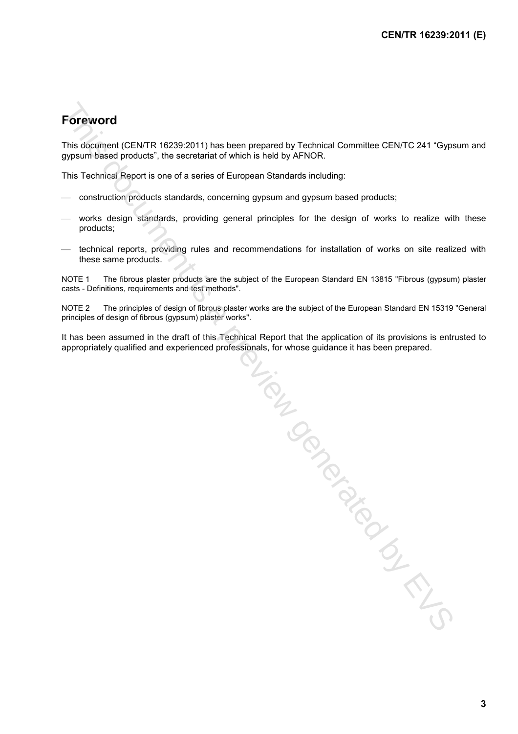# Foreword

This document (CEN/TR 16239:2011) has been prepared by Technical Committee CEN/TC 241 “Gypsum and gypsum based products”, the secretariat of which is held by AFNOR.

This Technical Report is one of a series of European Standards including:

- construction products standards, concerning gypsum and gypsum based products;
- works design standards, providing general principles for the design of works to realize with these products;
- technical reports, providing rules and recommendations for installation of works on site realized with these same products.

NOTE 1 The fibrous plaster products are the subject of the European Standard EN 13815 "Fibrous (gypsum) plaster casts - Definitions, requirements and test methods".

NOTE 2 The principles of design of fibrous plaster works are the subject of the European Standard EN 15319 "General principles of design of fibrous (gypsum) plaster works".

It has been assumed in the draft of this Technical Report that the application of its provisions is entrusted to appropriately qualified and experienced professionals, for whose guidance it has been prepared.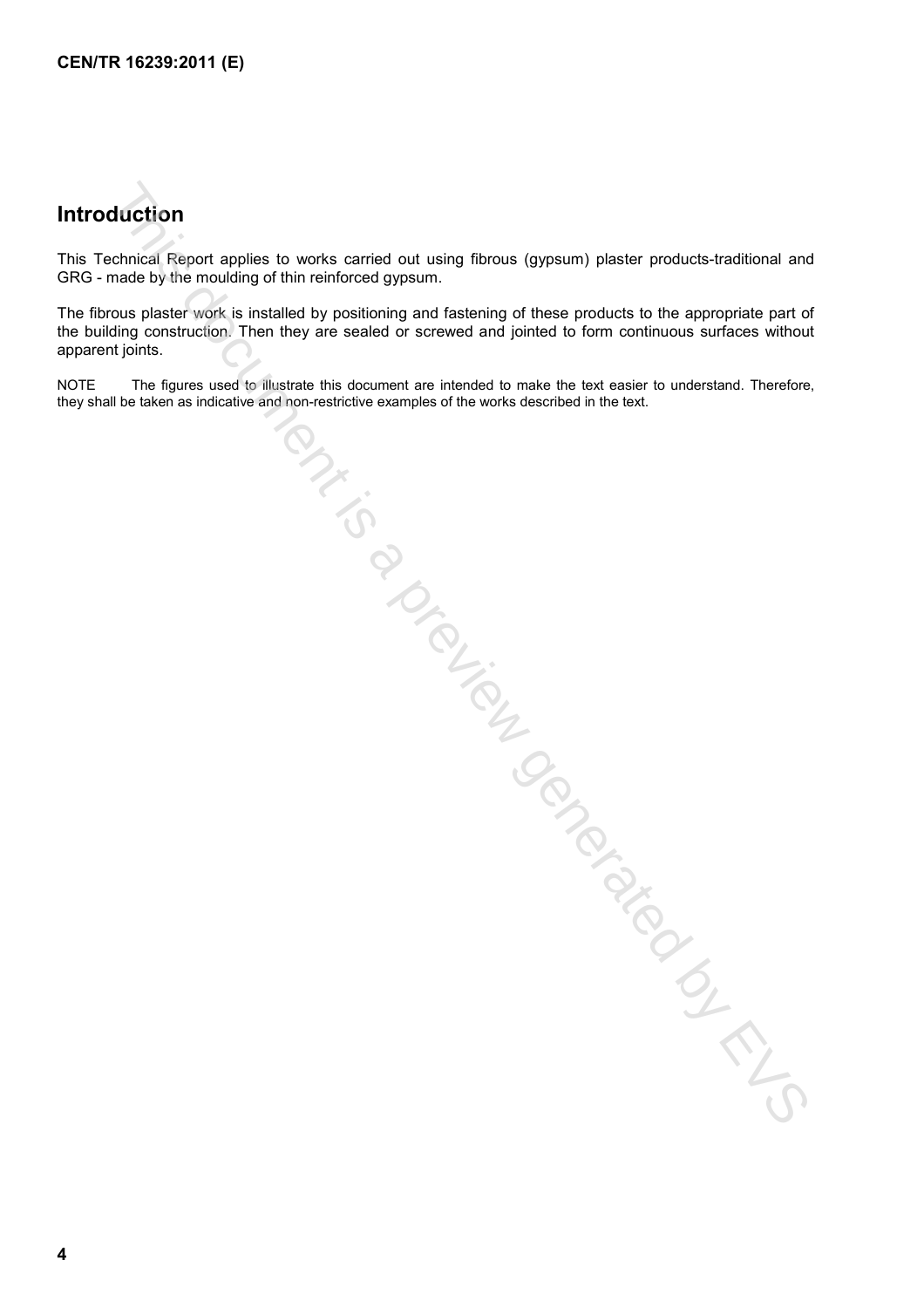## Introduction

This Technical Report applies to works carried out using fibrous (gypsum) plaster products-traditional and GRG - made by the moulding of thin reinforced gypsum.

The fibrous plaster work is installed by positioning and fastening of these products to the appropriate part of the building construction. Then they are sealed or screwed and jointed to form continuous surfaces without apparent joints.

NOTE The figures used to illustrate this document are intended to make the text easier to understand. Therefore, they shall be taken as indicative and non-restrictive examples of the works described in the text.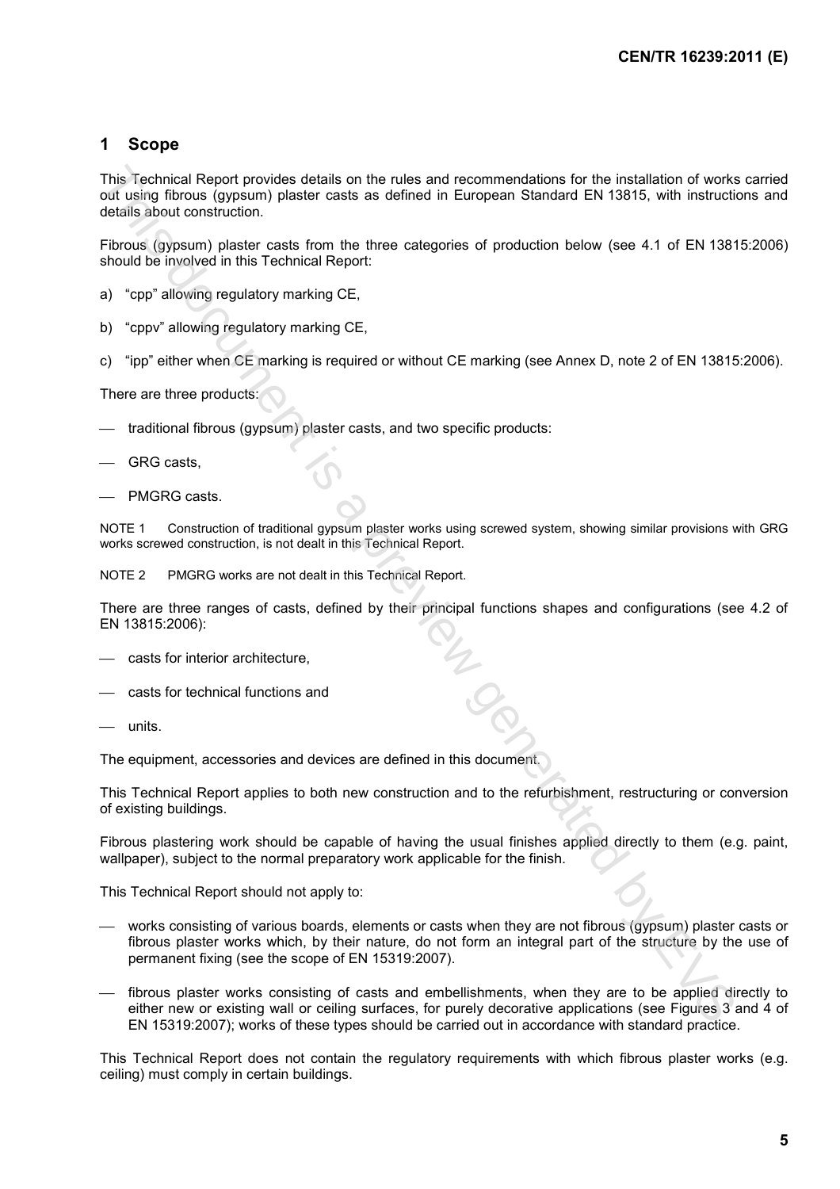## 1 Scope

This Technical Report provides details on the rules and recommendations for the installation of works carried out using fibrous (gypsum) plaster casts as defined in European Standard EN 13815, with instructions and details about construction.

Fibrous (gypsum) plaster casts from the three categories of production below (see 4.1 of EN 13815:2006) should be involved in this Technical Report:

a) "cpp" allowing regulatory marking CE,

b) "cppv" allowing regulatory marking CE,

c) "ipp" either when CE marking is required or without CE marking (see Annex D, note 2 of EN 13815:2006).

There are three products:

— traditional fibrous (gypsum) plaster casts, and two specific products:

— GRG casts,

— PMGRG casts.

NOTE 1 Construction of traditional gypsum plaster works using screwed system, showing similar provisions with GRG works screwed construction, is not dealt in this Technical Report.

NOTE 2 PMGRG works are not dealt in this Technical Report.

There are three ranges of casts, defined by their principal functions shapes and configurations (see 4.2 of EN 13815:2006):

— casts for interior architecture,

— casts for technical functions and

— units.

The equipment, accessories and devices are defined in this document.

This Technical Report applies to both new construction and to the refurbishment, restructuring or conversion of existing buildings.

Fibrous plastering work should be capable of having the usual finishes applied directly to them (e.g. paint, wallpaper), subject to the normal preparatory work applicable for the finish.

This Technical Report should not apply to:

— works consisting of various boards, elements or casts when they are not fibrous (gypsum) plaster casts or fibrous plaster works which, by their nature, do not form an integral part of the structure by the use of permanent fixing (see the scope of EN 15319:2007).

— fibrous plaster works consisting of casts and embellishments, when they are to be applied directly to either new or existing wall or ceiling surfaces, for purely decorative applications (see Figures 3 and 4 of EN 15319:2007); works of these types should be carried out in accordance with standard practice.

This Technical Report does not contain the regulatory requirements with which fibrous plaster works (e.g. ceiling) must comply in certain buildings.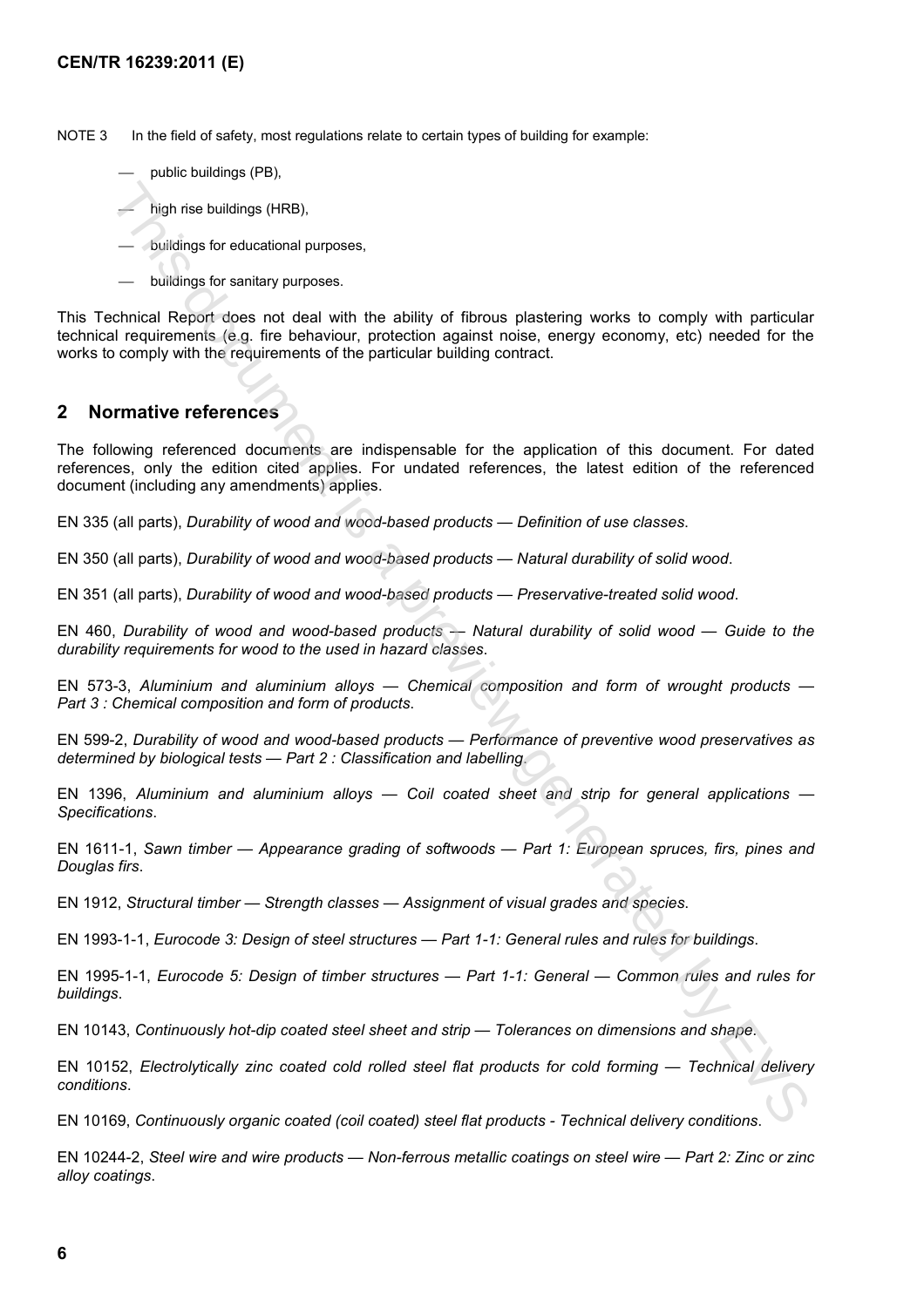NOTE 3 In the field of safety, most regulations relate to certain types of building for example:

- public buildings (PB),
- high rise buildings (HRB),
- buildings for educational purposes,
- buildings for sanitary purposes.

This Technical Report does not deal with the ability of fibrous plastering works to comply with particular technical requirements (e.g. fire behaviour, protection against noise, energy economy, etc) needed for the works to comply with the requirements of the particular building contract.

## 2 Normative references

The following referenced documents are indispensable for the application of this document. For dated references, only the edition cited applies. For undated references, the latest edition of the referenced document (including any amendments) applies.

EN 335 (all parts), *Durability of wood and wood-based products — Definition of use classes*.

EN 350 (all parts), *Durability of wood and wood-based products — Natural durability of solid wood*.

EN 351 (all parts), *Durability of wood and wood-based products — Preservative-treated solid wood*.

EN 460, *Durability of wood and wood-based products — Natural durability of solid wood — Guide to the durability requirements for wood to the used in hazard classes*.

EN 573-3, *Aluminium and aluminium alloys — Chemical composition and form of wrought products — Part 3 : Chemical composition and form of products.*

EN 599-2, *Durability of wood and wood-based products — Performance of preventive wood preservatives as determined by biological tests — Part 2 : Classification and labelling.*

EN 1396, *Aluminium and aluminium alloys — Coil coated sheet and strip for general applications — Specifications*.

EN 1611-1, *Sawn timber — Appearance grading of softwoods — Part 1: European spruces, firs, pines and Douglas firs*.

EN 1912, *Structural timber — Strength classes — Assignment of visual grades and species*.

EN 1993-1-1, *Eurocode 3: Design of steel structures — Part 1-1: General rules and rules for buildings*.

EN 1995-1-1, *Eurocode 5: Design of timber structures — Part 1-1: General — Common rules and rules for buildings*.

EN 10143, *Continuously hot-dip coated steel sheet and strip — Tolerances on dimensions and shape*.

EN 10152, *Electrolytically zinc coated cold rolled steel flat products for cold forming — Technical delivery conditions*.

EN 10169, *Continuously organic coated (coil coated) steel flat products - Technical delivery conditions*.

EN 10244-2, *Steel wire and wire products — Non-ferrous metallic coatings on steel wire — Part 2: Zinc or zinc alloy coatings*.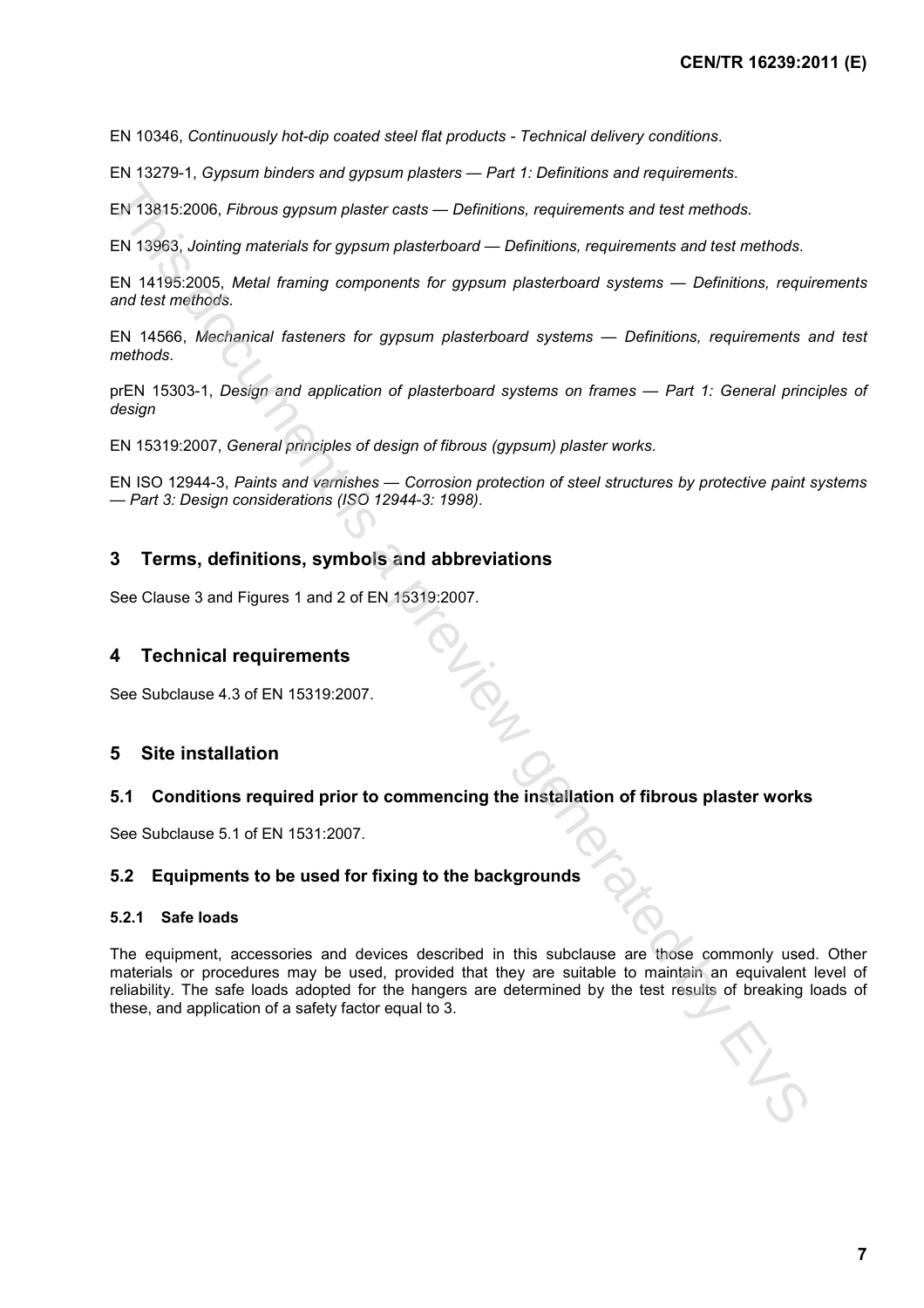EN 10346, *Continuously hot-dip coated steel flat products - Technical delivery conditions*.

EN 13279-1, *Gypsum binders and gypsum plasters — Part 1: Definitions and requirements*.

EN 13815:2006, *Fibrous gypsum plaster casts — Definitions, requirements and test methods*.

EN 13963, *Jointing materials for gypsum plasterboard — Definitions, requirements and test methods*.

EN 14195:2005, *Metal framing components for gypsum plasterboard systems — Definitions, requirements and test methods*.

EN 14566, *Mechanical fasteners for gypsum plasterboard systems — Definitions, requirements and test methods*.

prEN 15303-1, *Design and application of plasterboard systems on frames — Part 1: General principles of design*

EN 15319:2007, *General principles of design of fibrous (gypsum) plaster works*.

EN ISO 12944-3, *Paints and varnishes — Corrosion protection of steel structures by protective paint systems — Part 3: Design considerations (ISO 12944-3: 1998)*.

## 3 Terms, definitions, symbols and abbreviations

See Clause 3 and Figures 1 and 2 of EN 15319:2007.

## 4 Technical requirements

See Subclause 4.3 of EN 15319:2007.

## 5 Site installation

### 5.1 Conditions required prior to commencing the installation of fibrous plaster works

See Subclause 5.1 of EN 1531:2007.

### 5.2 Equipments to be used for fixing to the backgrounds

#### 5.2.1 Safe loads

The equipment, accessories and devices described in this subclause are those commonly used. Other materials or procedures may be used, provided that they are suitable to maintain an equivalent level of reliability. The safe loads adopted for the hangers are determined by the test results of breaking loads of these, and application of a safety factor equal to 3.